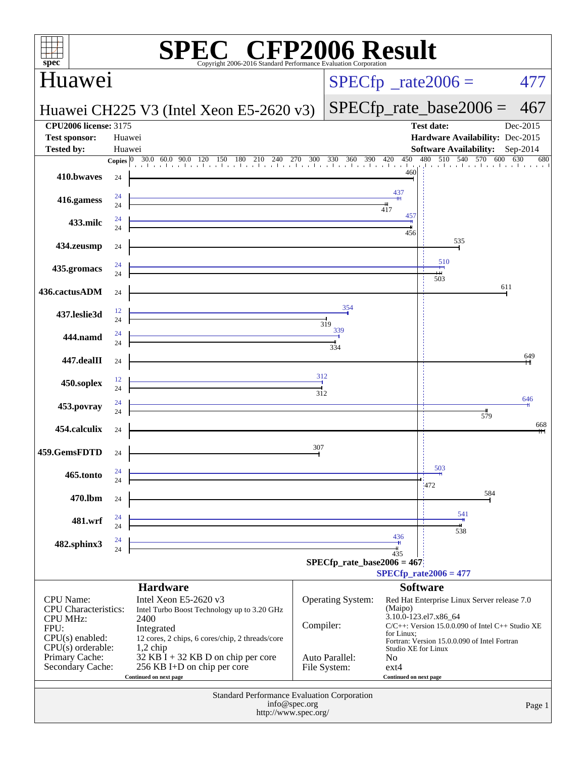# SPEC CFP2006 Result

Copyright 2006-2016 Standard Performance Evaluation Corporation

## Huawei

**Huawei CH225 V3 (Intel Xeon E5-2620 v3)**

SPECfp_rate2006 = 477

SPECfp_rate_base2006 = 467

| | | | |
|---|---|---|---|
| **CPU2006 license:** 3175 | | **Test date:** | Dec-2015 |
| **Test sponsor:** | Huawei | **Hardware Availability:** | Dec-2015 |
| **Tested by:** | Huawei | **Software Availability:** | Sep-2014 |

| Benchmark | Copies (peak) | Copies (base) | Peak | Base |
|---|---|---|---|---|
| 410.bwaves | | 24 | | 460 |
| 416.gamess | 24 | 24 | 437 | 417 |
| 433.milc | 24 | 24 | 457 | 456 |
| 434.zeusmp | | 24 | | 535 |
| 435.gromacs | 24 | 24 | 510 | 503 |
| 436.cactusADM | | 24 | | 611 |
| 437.leslie3d | 12 | 24 | 354 | 319 |
| 444.namd | 24 | 24 | 339 | 334 |
| 447.dealII | | 24 | | 649 |
| 450.soplex | 12 | 24 | 312 | 312 |
| 453.povray | 24 | 24 | 646 | 579 |
| 454.calculix | | 24 | | 668 |
| 459.GemsFDTD | | 24 | | 307 |
| 465.tonto | 24 | 24 | 503 | 472 |
| 470.lbm | | 24 | | 584 |
| 481.wrf | 24 | 24 | 541 | 538 |
| 482.sphinx3 | 24 | 24 | 436 | 435 |

SPECfp_rate_base2006 = 467

SPECfp_rate2006 = 477

### Hardware

| | |
|---|---|
| CPU Name: | Intel Xeon E5-2620 v3 |
| CPU Characteristics: | Intel Turbo Boost Technology up to 3.20 GHz |
| CPU MHz: | 2400 |
| FPU: | Integrated |
| CPU(s) enabled: | 12 cores, 2 chips, 6 cores/chip, 2 threads/core |
| CPU(s) orderable: | 1,2 chip |
| Primary Cache: | 32 KB I + 32 KB D on chip per core |
| Secondary Cache: | 256 KB I+D on chip per core |

Continued on next page

### Software

| | |
|---|---|
| Operating System: | Red Hat Enterprise Linux Server release 7.0 (Maipo) 3.10.0-123.el7.x86_64 |
| Compiler: | C/C++: Version 15.0.0.090 of Intel C++ Studio XE for Linux; Fortran: Version 15.0.0.090 of Intel Fortran Studio XE for Linux |
| Auto Parallel: | No |
| File System: | ext4 |

Continued on next page

Standard Performance Evaluation Corporation
info@spec.org
http://www.spec.org/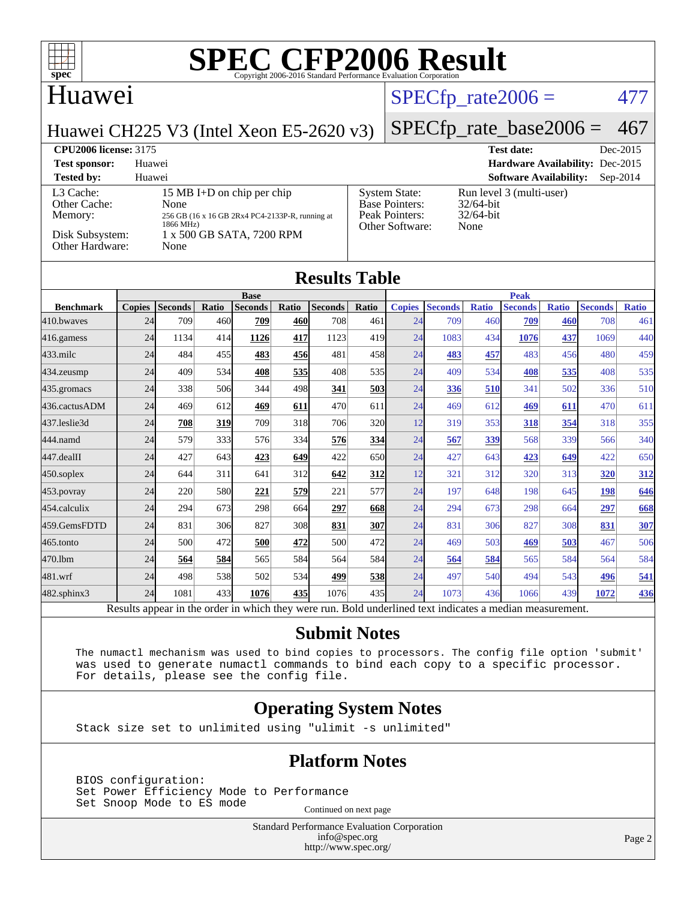# SPEC CFP2006 Result

Copyright 2006-2016 Standard Performance Evaluation Corporation

## Huawei

Huawei CH225 V3 (Intel Xeon E5-2620 v3)

SPECfp_rate2006 = 477

SPECfp_rate_base2006 = 467

| | | | |
|---|---|---|---|
| **CPU2006 license:** 3175 | | **Test date:** | Dec-2015 |
| **Test sponsor:** | Huawei | **Hardware Availability:** | Dec-2015 |
| **Tested by:** | Huawei | **Software Availability:** | Sep-2014 |

| | | | |
|---|---|---|---|
| L3 Cache: | 15 MB I+D on chip per chip | System State: | Run level 3 (multi-user) |
| Other Cache: | None | Base Pointers: | 32/64-bit |
| Memory: | 256 GB (16 x 16 GB 2Rx4 PC4-2133P-R, running at 1866 MHz) | Peak Pointers: | 32/64-bit |
| Disk Subsystem: | 1 x 500 GB SATA, 7200 RPM | Other Software: | None |
| Other Hardware: | None | | |

## Results Table

| | Base | | | | | | | Peak | | | | | | |
|---|---|---|---|---|---|---|---|---|---|---|---|---|---|---|
| **Benchmark** | **Copies** | **Seconds** | **Ratio** | **Seconds** | **Ratio** | **Seconds** | **Ratio** | **Copies** | **Seconds** | **Ratio** | **Seconds** | **Ratio** | **Seconds** | **Ratio** |
| 410.bwaves | 24 | 709 | 460 | **709** | **460** | 708 | 461 | 24 | 709 | 460 | **709** | **460** | 708 | 461 |
| 416.gamess | 24 | 1134 | 414 | **1126** | **417** | 1123 | 419 | 24 | 1083 | 434 | **1076** | **437** | 1069 | 440 |
| 433.milc | 24 | 484 | 455 | **483** | **456** | 481 | 458 | 24 | **483** | **457** | 483 | 456 | 480 | 459 |
| 434.zeusmp | 24 | 409 | 534 | **408** | **535** | 408 | 535 | 24 | 409 | 534 | **408** | **535** | 408 | 535 |
| 435.gromacs | 24 | 338 | 506 | 344 | 498 | **341** | **503** | 24 | **336** | **510** | 341 | 502 | 336 | 510 |
| 436.cactusADM | 24 | 469 | 612 | **469** | **611** | 470 | 611 | 24 | 469 | 612 | **469** | **611** | 470 | 611 |
| 437.leslie3d | 24 | **708** | **319** | 709 | 318 | 706 | 320 | 12 | 319 | 353 | **318** | **354** | 318 | 355 |
| 444.namd | 24 | 579 | 333 | 576 | 334 | **576** | **334** | 24 | **567** | **339** | 568 | 339 | 566 | 340 |
| 447.dealII | 24 | 427 | 643 | **423** | **649** | 422 | 650 | 24 | 427 | 643 | **423** | **649** | 422 | 650 |
| 450.soplex | 24 | 644 | 311 | 641 | 312 | **642** | **312** | 12 | 321 | 312 | 320 | 313 | **320** | **312** |
| 453.povray | 24 | 220 | 580 | **221** | **579** | 221 | 577 | 24 | 197 | 648 | 198 | 645 | **198** | **646** |
| 454.calculix | 24 | 294 | 673 | 298 | 664 | **297** | **668** | 24 | 294 | 673 | 298 | 664 | **297** | **668** |
| 459.GemsFDTD | 24 | 831 | 306 | 827 | 308 | **831** | **307** | 24 | 831 | 306 | 827 | 308 | **831** | **307** |
| 465.tonto | 24 | 500 | 472 | **500** | **472** | 500 | 472 | 24 | 469 | 503 | **469** | **503** | 467 | 506 |
| 470.lbm | 24 | **564** | **584** | 565 | 584 | 564 | 584 | 24 | **564** | **584** | 565 | 584 | 564 | 584 |
| 481.wrf | 24 | 498 | 538 | 502 | 534 | **499** | **538** | 24 | 497 | 540 | 494 | 543 | **496** | **541** |
| 482.sphinx3 | 24 | 1081 | 433 | **1076** | **435** | 1076 | 435 | 24 | 1073 | 436 | 1066 | 439 | **1072** | **436** |

Results appear in the order in which they were run. Bold underlined text indicates a median measurement.

## Submit Notes

```
The numactl mechanism was used to bind copies to processors. The config file option 'submit'
was used to generate numactl commands to bind each copy to a specific processor.
For details, please see the config file.
```

## Operating System Notes

```
Stack size set to unlimited using "ulimit -s unlimited"
```

## Platform Notes

```
BIOS configuration:
Set Power Efficiency Mode to Performance
Set Snoop Mode to ES mode
```

Continued on next page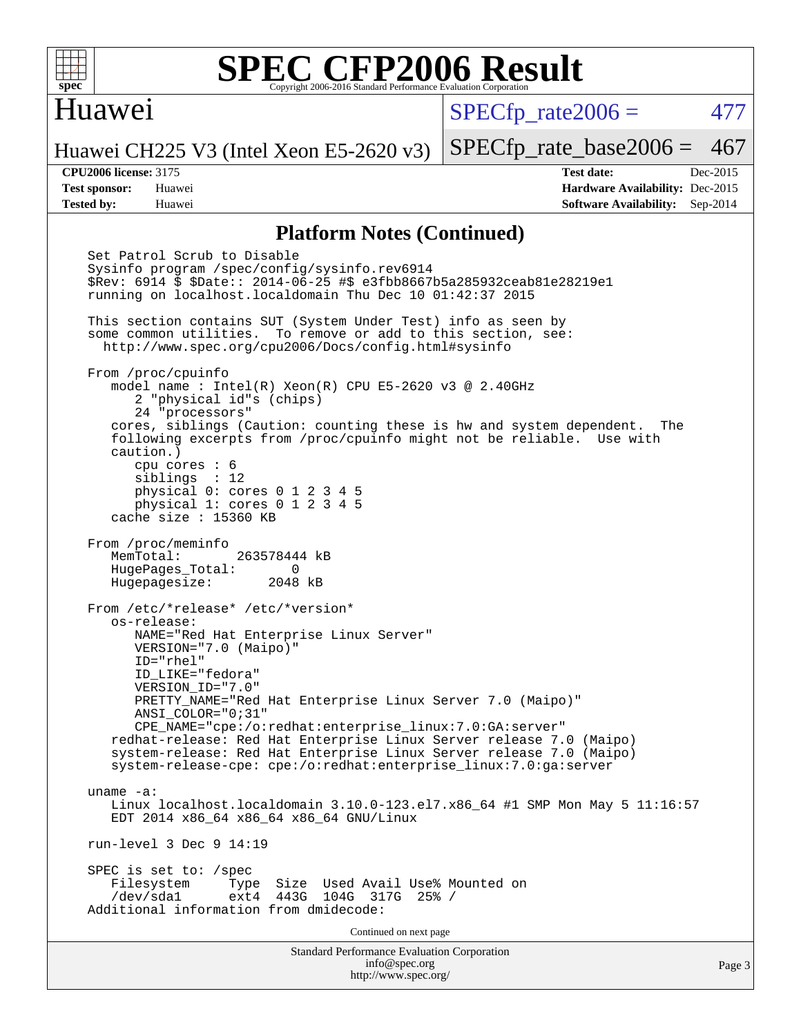## Platform Notes (Continued)

```
Set Patrol Scrub to Disable
Sysinfo program /spec/config/sysinfo.rev6914
$Rev: 6914 $ $Date:: 2014-06-25 #$ e3fbb8667b5a285932ceab81e28219e1
running on localhost.localdomain Thu Dec 10 01:42:37 2015

This section contains SUT (System Under Test) info as seen by
some common utilities.  To remove or add to this section, see:
  http://www.spec.org/cpu2006/Docs/config.html#sysinfo

From /proc/cpuinfo
   model name : Intel(R) Xeon(R) CPU E5-2620 v3 @ 2.40GHz
      2 "physical id"s (chips)
      24 "processors"
   cores, siblings (Caution: counting these is hw and system dependent.  The
   following excerpts from /proc/cpuinfo might not be reliable.  Use with
   caution.)
      cpu cores : 6
      siblings  : 12
      physical 0: cores 0 1 2 3 4 5
      physical 1: cores 0 1 2 3 4 5
   cache size : 15360 KB

From /proc/meminfo
   MemTotal:       263578444 kB
   HugePages_Total:       0
   Hugepagesize:       2048 kB

From /etc/*release* /etc/*version*
   os-release:
      NAME="Red Hat Enterprise Linux Server"
      VERSION="7.0 (Maipo)"
      ID="rhel"
      ID_LIKE="fedora"
      VERSION_ID="7.0"
      PRETTY_NAME="Red Hat Enterprise Linux Server 7.0 (Maipo)"
      ANSI_COLOR="0;31"
      CPE_NAME="cpe:/o:redhat:enterprise_linux:7.0:GA:server"
   redhat-release: Red Hat Enterprise Linux Server release 7.0 (Maipo)
   system-release: Red Hat Enterprise Linux Server release 7.0 (Maipo)
   system-release-cpe: cpe:/o:redhat:enterprise_linux:7.0:ga:server

uname -a:
   Linux localhost.localdomain 3.10.0-123.el7.x86_64 #1 SMP Mon May 5 11:16:57
   EDT 2014 x86_64 x86_64 x86_64 GNU/Linux

run-level 3 Dec 9 14:19

SPEC is set to: /spec
   Filesystem     Type  Size  Used Avail Use% Mounted on
   /dev/sda1      ext4  443G  104G  317G  25% /
Additional information from dmidecode:
```

Continued on next page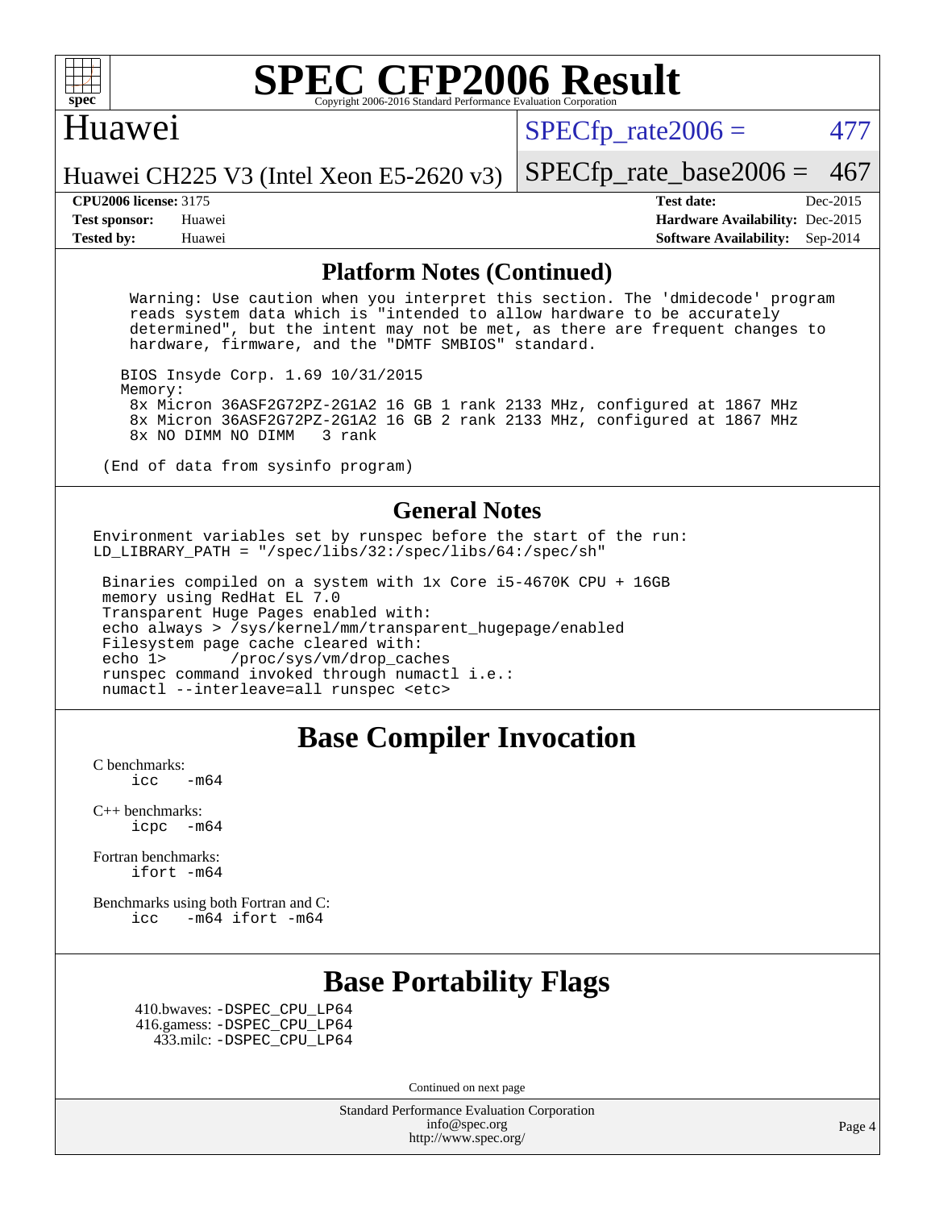# SPEC CFP2006 Result

Copyright 2006-2016 Standard Performance Evaluation Corporation

## Huawei

Huawei CH225 V3 (Intel Xeon E5-2620 v3)

SPECfp_rate2006 = 477

SPECfp_rate_base2006 = 467

**CPU2006 license:** 3175
**Test sponsor:** Huawei
**Tested by:** Huawei

**Test date:** Dec-2015
**Hardware Availability:** Dec-2015
**Software Availability:** Sep-2014

## Platform Notes (Continued)

```
    Warning: Use caution when you interpret this section. The 'dmidecode' program
    reads system data which is "intended to allow hardware to be accurately
    determined", but the intent may not be met, as there are frequent changes to
    hardware, firmware, and the "DMTF SMBIOS" standard.

   BIOS Insyde Corp. 1.69 10/31/2015
   Memory:
    8x Micron 36ASF2G72PZ-2G1A2 16 GB 1 rank 2133 MHz, configured at 1867 MHz
    8x Micron 36ASF2G72PZ-2G1A2 16 GB 2 rank 2133 MHz, configured at 1867 MHz
    8x NO DIMM NO DIMM   3 rank

(End of data from sysinfo program)
```

## General Notes

```
Environment variables set by runspec before the start of the run:
LD_LIBRARY_PATH = "/spec/libs/32:/spec/libs/64:/spec/sh"

 Binaries compiled on a system with 1x Core i5-4670K CPU + 16GB
 memory using RedHat EL 7.0
 Transparent Huge Pages enabled with:
 echo always > /sys/kernel/mm/transparent_hugepage/enabled
 Filesystem page cache cleared with:
 echo 1>       /proc/sys/vm/drop_caches
 runspec command invoked through numactl i.e.:
 numactl --interleave=all runspec <etc>
```

## Base Compiler Invocation

C benchmarks:
icc -m64

C++ benchmarks:
icpc -m64

Fortran benchmarks:
ifort -m64

Benchmarks using both Fortran and C:
icc -m64 ifort -m64

## Base Portability Flags

410.bwaves: -DSPEC_CPU_LP64
416.gamess: -DSPEC_CPU_LP64
433.milc: -DSPEC_CPU_LP64

Continued on next page

Standard Performance Evaluation Corporation
info@spec.org
http://www.spec.org/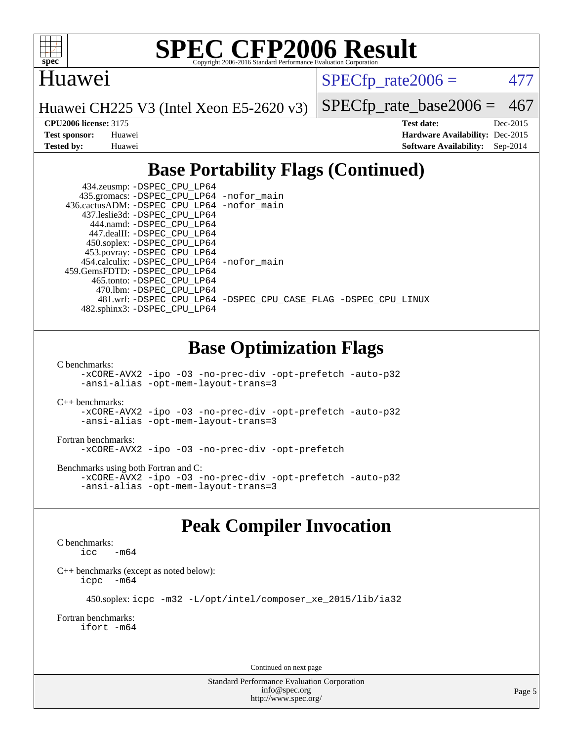# SPEC CFP2006 Result

Copyright 2006-2016 Standard Performance Evaluation Corporation

**Huawei**

Huawei CH225 V3 (Intel Xeon E5-2620 v3)

SPECfp_rate2006 = 477

SPECfp_rate_base2006 = 467

| | | | |
|---|---|---|---|
| **CPU2006 license:** | 3175 | **Test date:** | Dec-2015 |
| **Test sponsor:** | Huawei | **Hardware Availability:** | Dec-2015 |
| **Tested by:** | Huawei | **Software Availability:** | Sep-2014 |

## Base Portability Flags (Continued)

```
     434.zeusmp: -DSPEC_CPU_LP64
    435.gromacs: -DSPEC_CPU_LP64 -nofor_main
   436.cactusADM: -DSPEC_CPU_LP64 -nofor_main
    437.leslie3d: -DSPEC_CPU_LP64
       444.namd: -DSPEC_CPU_LP64
     447.dealII: -DSPEC_CPU_LP64
     450.soplex: -DSPEC_CPU_LP64
     453.povray: -DSPEC_CPU_LP64
   454.calculix: -DSPEC_CPU_LP64 -nofor_main
  459.GemsFDTD: -DSPEC_CPU_LP64
      465.tonto: -DSPEC_CPU_LP64
       470.lbm: -DSPEC_CPU_LP64
       481.wrf: -DSPEC_CPU_LP64 -DSPEC_CPU_CASE_FLAG -DSPEC_CPU_LINUX
    482.sphinx3: -DSPEC_CPU_LP64
```

## Base Optimization Flags

C benchmarks:
```
-xCORE-AVX2 -ipo -O3 -no-prec-div -opt-prefetch -auto-p32
-ansi-alias -opt-mem-layout-trans=3
```

C++ benchmarks:
```
-xCORE-AVX2 -ipo -O3 -no-prec-div -opt-prefetch -auto-p32
-ansi-alias -opt-mem-layout-trans=3
```

Fortran benchmarks:
```
-xCORE-AVX2 -ipo -O3 -no-prec-div -opt-prefetch
```

Benchmarks using both Fortran and C:
```
-xCORE-AVX2 -ipo -O3 -no-prec-div -opt-prefetch -auto-p32
-ansi-alias -opt-mem-layout-trans=3
```

## Peak Compiler Invocation

C benchmarks:
```
icc   -m64
```

C++ benchmarks (except as noted below):
```
icpc   -m64
```

450.soplex: `icpc -m32 -L/opt/intel/composer_xe_2015/lib/ia32`

Fortran benchmarks:
```
ifort -m64
```

Continued on next page

Standard Performance Evaluation Corporation
info@spec.org
http://www.spec.org/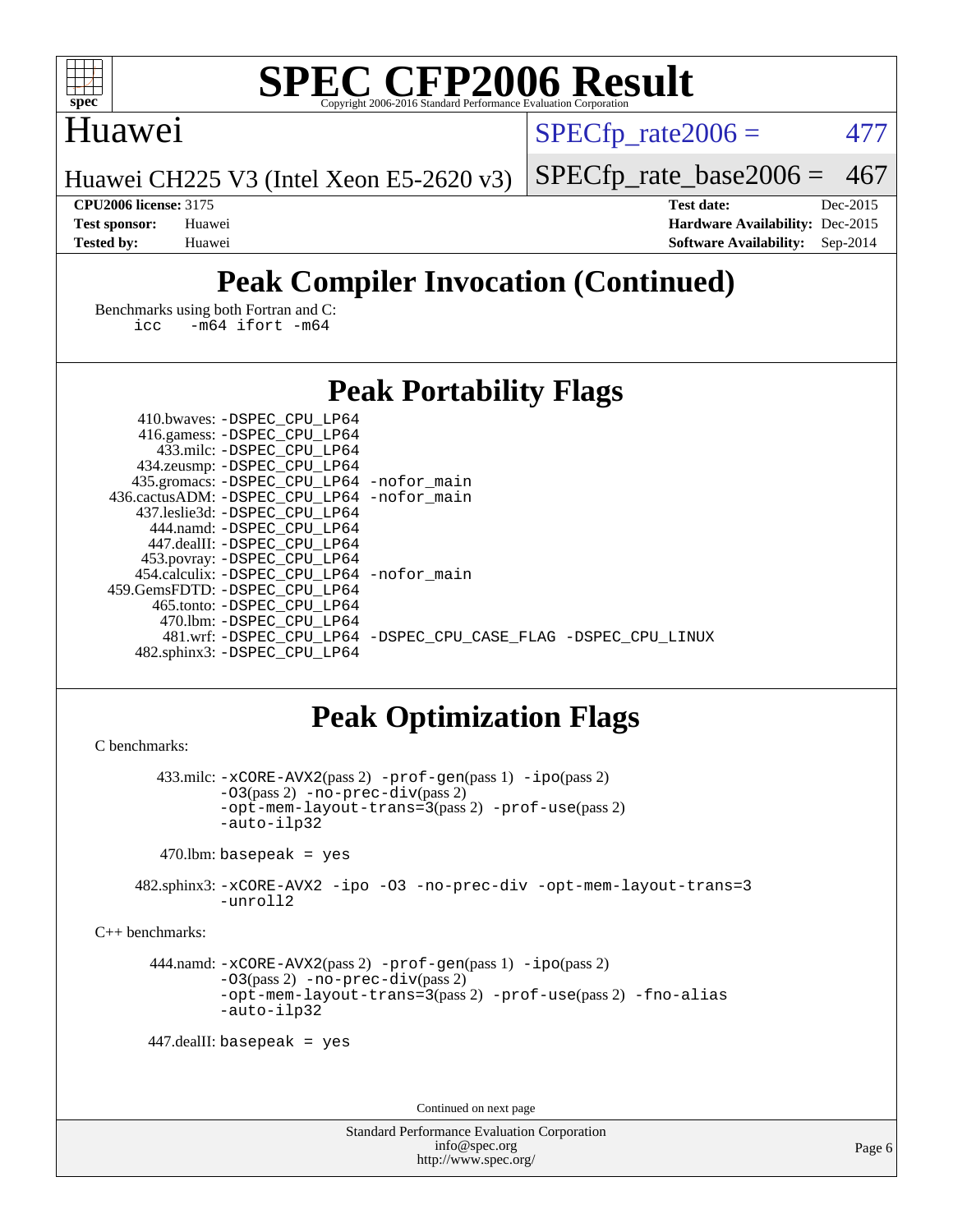# Peak Compiler Invocation (Continued)

Benchmarks using both Fortran and C:

```
icc   -m64 ifort -m64
```

# Peak Portability Flags

410.bwaves: -DSPEC_CPU_LP64
416.gamess: -DSPEC_CPU_LP64
433.milc: -DSPEC_CPU_LP64
434.zeusmp: -DSPEC_CPU_LP64
435.gromacs: -DSPEC_CPU_LP64 -nofor_main
436.cactusADM: -DSPEC_CPU_LP64 -nofor_main
437.leslie3d: -DSPEC_CPU_LP64
444.namd: -DSPEC_CPU_LP64
447.dealII: -DSPEC_CPU_LP64
453.povray: -DSPEC_CPU_LP64
454.calculix: -DSPEC_CPU_LP64 -nofor_main
459.GemsFDTD: -DSPEC_CPU_LP64
465.tonto: -DSPEC_CPU_LP64
470.lbm: -DSPEC_CPU_LP64
481.wrf: -DSPEC_CPU_LP64 -DSPEC_CPU_CASE_FLAG -DSPEC_CPU_LINUX
482.sphinx3: -DSPEC_CPU_LP64

# Peak Optimization Flags

C benchmarks:

433.milc: -xCORE-AVX2(pass 2) -prof-gen(pass 1) -ipo(pass 2) -O3(pass 2) -no-prec-div(pass 2) -opt-mem-layout-trans=3(pass 2) -prof-use(pass 2) -auto-ilp32

470.lbm: basepeak = yes

482.sphinx3: -xCORE-AVX2 -ipo -O3 -no-prec-div -opt-mem-layout-trans=3 -unroll2

C++ benchmarks:

444.namd: -xCORE-AVX2(pass 2) -prof-gen(pass 1) -ipo(pass 2) -O3(pass 2) -no-prec-div(pass 2) -opt-mem-layout-trans=3(pass 2) -prof-use(pass 2) -fno-alias -auto-ilp32

447.dealII: basepeak = yes

Continued on next page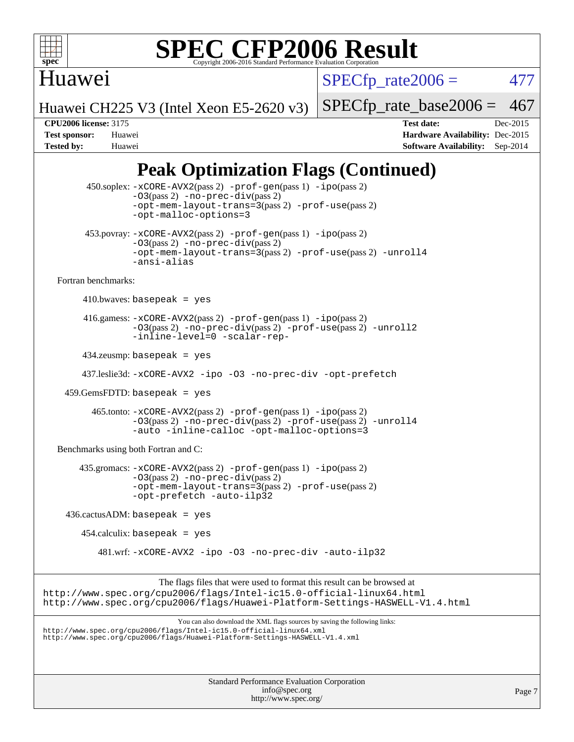# Peak Optimization Flags (Continued)

450.soplex: -xCORE-AVX2(pass 2) -prof-gen(pass 1) -ipo(pass 2) -O3(pass 2) -no-prec-div(pass 2) -opt-mem-layout-trans=3(pass 2) -prof-use(pass 2) -opt-malloc-options=3

453.povray: -xCORE-AVX2(pass 2) -prof-gen(pass 1) -ipo(pass 2) -O3(pass 2) -no-prec-div(pass 2) -opt-mem-layout-trans=3(pass 2) -prof-use(pass 2) -unroll4 -ansi-alias

Fortran benchmarks:

410.bwaves: basepeak = yes

416.gamess: -xCORE-AVX2(pass 2) -prof-gen(pass 1) -ipo(pass 2) -O3(pass 2) -no-prec-div(pass 2) -prof-use(pass 2) -unroll2 -inline-level=0 -scalar-rep-

434.zeusmp: basepeak = yes

437.leslie3d: -xCORE-AVX2 -ipo -O3 -no-prec-div -opt-prefetch

459.GemsFDTD: basepeak = yes

465.tonto: -xCORE-AVX2(pass 2) -prof-gen(pass 1) -ipo(pass 2) -O3(pass 2) -no-prec-div(pass 2) -prof-use(pass 2) -unroll4 -auto -inline-calloc -opt-malloc-options=3

Benchmarks using both Fortran and C:

435.gromacs: -xCORE-AVX2(pass 2) -prof-gen(pass 1) -ipo(pass 2) -O3(pass 2) -no-prec-div(pass 2) -opt-mem-layout-trans=3(pass 2) -prof-use(pass 2) -opt-prefetch -auto-ilp32

436.cactusADM: basepeak = yes

454.calculix: basepeak = yes

481.wrf: -xCORE-AVX2 -ipo -O3 -no-prec-div -auto-ilp32

The flags files that were used to format this result can be browsed at
http://www.spec.org/cpu2006/flags/Intel-ic15.0-official-linux64.html
http://www.spec.org/cpu2006/flags/Huawei-Platform-Settings-HASWELL-V1.4.html

You can also download the XML flags sources by saving the following links:
http://www.spec.org/cpu2006/flags/Intel-ic15.0-official-linux64.xml
http://www.spec.org/cpu2006/flags/Huawei-Platform-Settings-HASWELL-V1.4.xml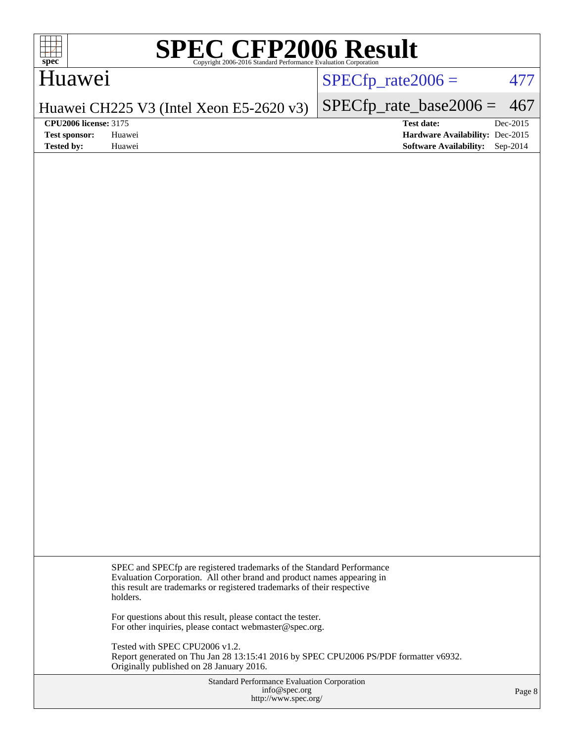SPEC and SPECfp are registered trademarks of the Standard Performance Evaluation Corporation. All other brand and product names appearing in this result are trademarks or registered trademarks of their respective holders.

For questions about this result, please contact the tester.
For other inquiries, please contact webmaster@spec.org.

Tested with SPEC CPU2006 v1.2.
Report generated on Thu Jan 28 13:15:41 2016 by SPEC CPU2006 PS/PDF formatter v6932.
Originally published on 28 January 2016.